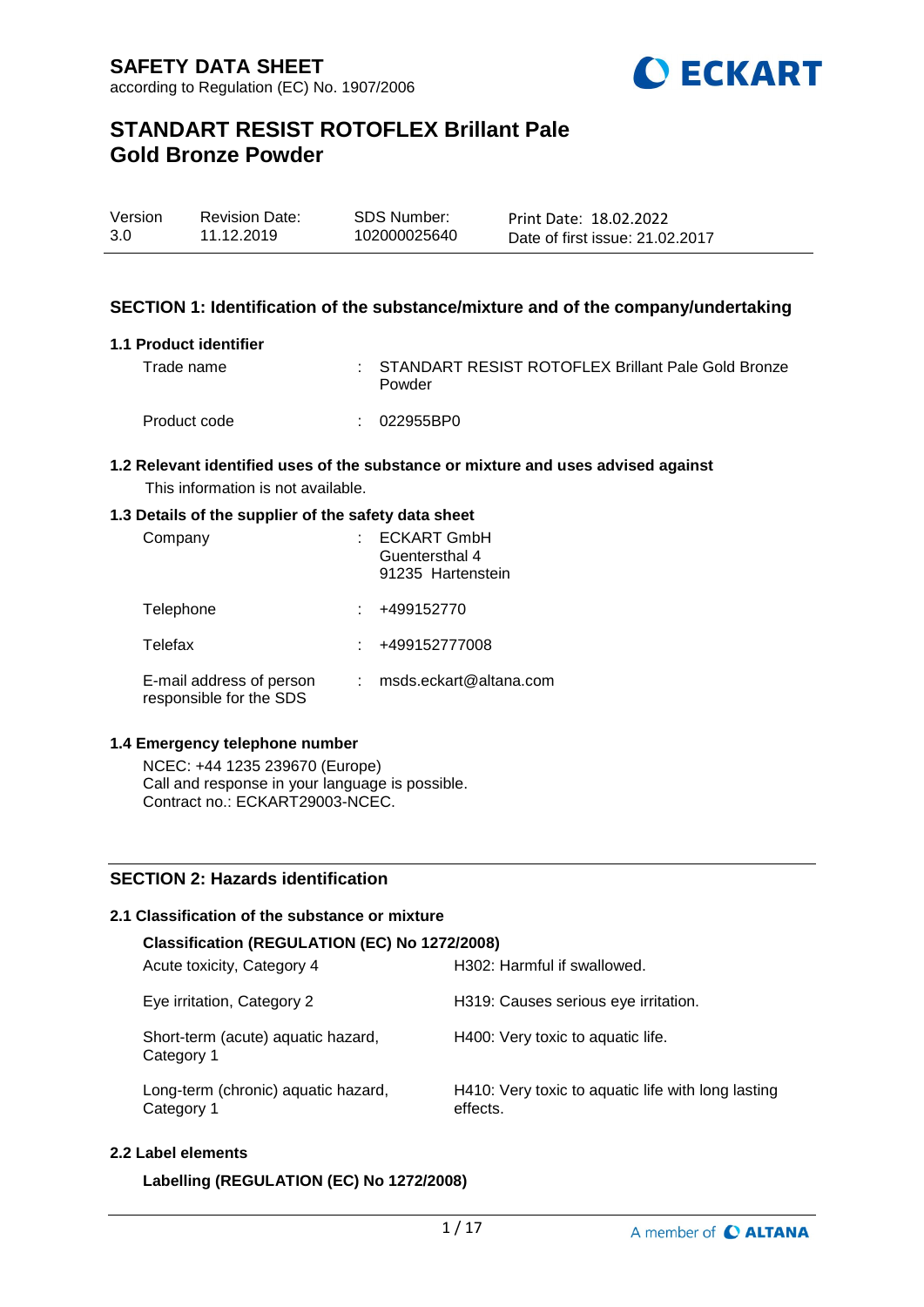# SAFETY DATA SHEET

according to Regulation (EC) No. 1907/2006

# STANDART RESIST ROTOFLEX Brillant Pale Gold Bronze Powder

| Version | Revision Date: | SDS Number: | Print Date: 18.02.2022 |
|---|---|---|---|
| 3.0 | 11.12.2019 | 102000025640 | Date of first issue: 21.02.2017 |

## SECTION 1: Identification of the substance/mixture and of the company/undertaking

### 1.1 Product identifier

Trade name : STANDART RESIST ROTOFLEX Brillant Pale Gold Bronze Powder

Product code : 022955BP0

### 1.2 Relevant identified uses of the substance or mixture and uses advised against

This information is not available.

### 1.3 Details of the supplier of the safety data sheet

Company : ECKART GmbH
Guentersthal 4
91235 Hartenstein

Telephone : +499152770

Telefax : +499152777008

E-mail address of person responsible for the SDS : msds.eckart@altana.com

### 1.4 Emergency telephone number

NCEC: +44 1235 239670 (Europe)
Call and response in your language is possible.
Contract no.: ECKART29003-NCEC.

## SECTION 2: Hazards identification

### 2.1 Classification of the substance or mixture

**Classification (REGULATION (EC) No 1272/2008)**

| | |
|---|---|
| Acute toxicity, Category 4 | H302: Harmful if swallowed. |
| Eye irritation, Category 2 | H319: Causes serious eye irritation. |
| Short-term (acute) aquatic hazard, Category 1 | H400: Very toxic to aquatic life. |
| Long-term (chronic) aquatic hazard, Category 1 | H410: Very toxic to aquatic life with long lasting effects. |

### 2.2 Label elements

**Labelling (REGULATION (EC) No 1272/2008)**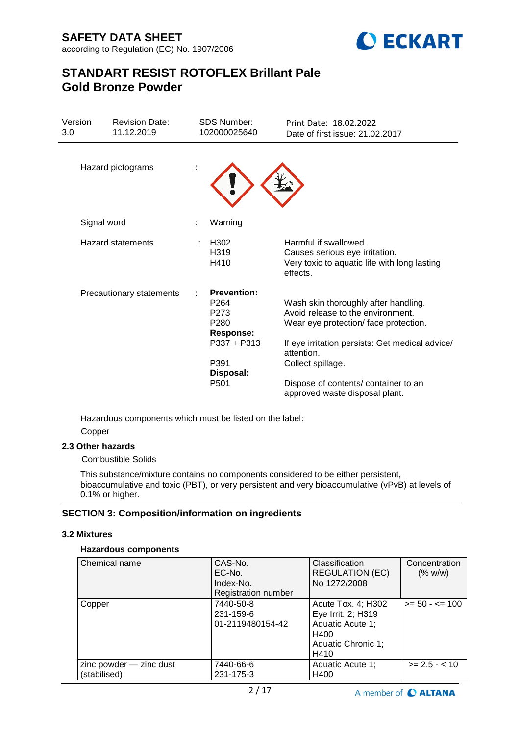| Hazard pictograms | : | |
|---|---|---|
| Signal word | : | Warning |
| Hazard statements | : | H302 Harmful if swallowed.<br>H319 Causes serious eye irritation.<br>H410 Very toxic to aquatic life with long lasting effects. |
| Precautionary statements | : | **Prevention:**<br>P264 Wash skin thoroughly after handling.<br>P273 Avoid release to the environment.<br>P280 Wear eye protection/ face protection.<br>**Response:**<br>P337 + P313 If eye irritation persists: Get medical advice/ attention.<br>P391 Collect spillage.<br>**Disposal:**<br>P501 Dispose of contents/ container to an approved waste disposal plant. |

Hazardous components which must be listed on the label:
Copper

### 2.3 Other hazards

Combustible Solids

This substance/mixture contains no components considered to be either persistent, bioaccumulative and toxic (PBT), or very persistent and very bioaccumulative (vPvB) at levels of 0.1% or higher.

## SECTION 3: Composition/information on ingredients

### 3.2 Mixtures

#### Hazardous components

| Chemical name | CAS-No.<br>EC-No.<br>Index-No.<br>Registration number | Classification REGULATION (EC) No 1272/2008 | Concentration (% w/w) |
|---|---|---|---|
| Copper | 7440-50-8<br>231-159-6<br>01-2119480154-42 | Acute Tox. 4; H302<br>Eye Irrit. 2; H319<br>Aquatic Acute 1; H400<br>Aquatic Chronic 1; H410 | >= 50 - <= 100 |
| zinc powder — zinc dust (stabilised) | 7440-66-6<br>231-175-3 | Aquatic Acute 1; H400 | >= 2.5 - < 10 |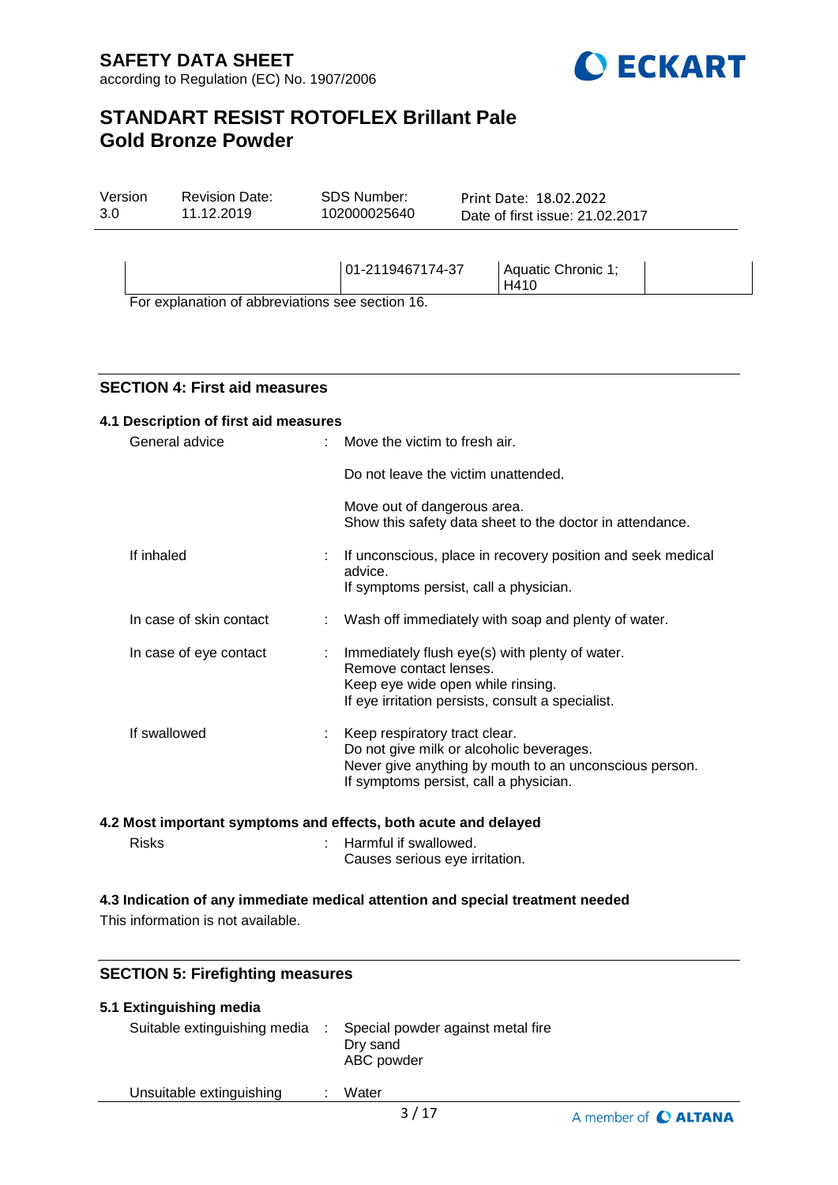| | 01-2119467174-37 | Aquatic Chronic 1; H410 | |
|---|---|---|---|

For explanation of abbreviations see section 16.

## SECTION 4: First aid measures

### 4.1 Description of first aid measures

General advice : Move the victim to fresh air.

Do not leave the victim unattended.

Move out of dangerous area.
Show this safety data sheet to the doctor in attendance.

If inhaled : If unconscious, place in recovery position and seek medical advice.
If symptoms persist, call a physician.

In case of skin contact : Wash off immediately with soap and plenty of water.

In case of eye contact : Immediately flush eye(s) with plenty of water.
Remove contact lenses.
Keep eye wide open while rinsing.
If eye irritation persists, consult a specialist.

If swallowed : Keep respiratory tract clear.
Do not give milk or alcoholic beverages.
Never give anything by mouth to an unconscious person.
If symptoms persist, call a physician.

### 4.2 Most important symptoms and effects, both acute and delayed

Risks : Harmful if swallowed.
Causes serious eye irritation.

### 4.3 Indication of any immediate medical attention and special treatment needed

This information is not available.

## SECTION 5: Firefighting measures

### 5.1 Extinguishing media

Suitable extinguishing media : Special powder against metal fire
Dry sand
ABC powder

Unsuitable extinguishing : Water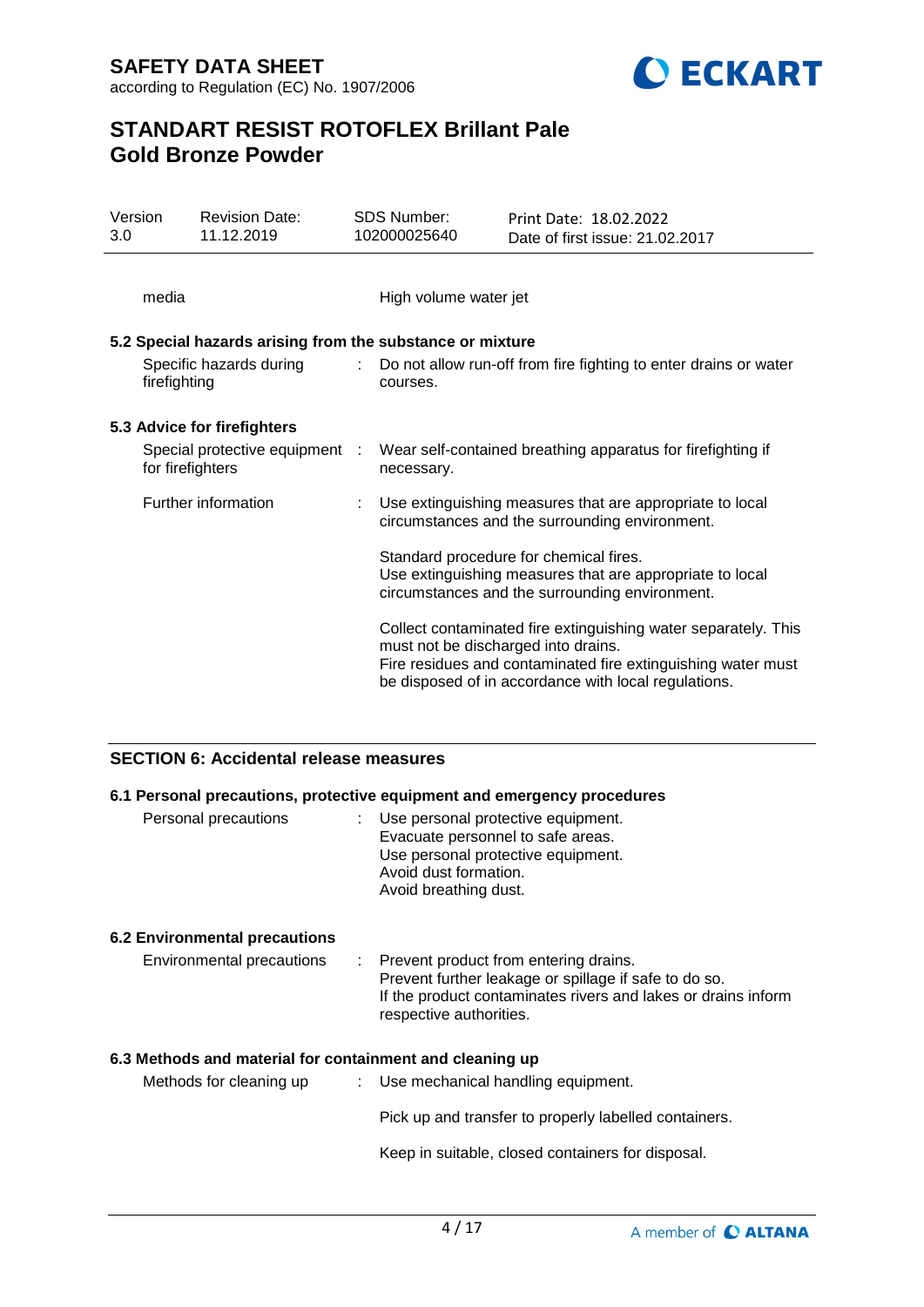media : High volume water jet

**5.2 Special hazards arising from the substance or mixture**

| | |
|---|---|
| Specific hazards during firefighting | Do not allow run-off from fire fighting to enter drains or water courses. |

**5.3 Advice for firefighters**

| | |
|---|---|
| Special protective equipment for firefighters | Wear self-contained breathing apparatus for firefighting if necessary. |
| Further information | Use extinguishing measures that are appropriate to local circumstances and the surrounding environment.<br><br>Standard procedure for chemical fires.<br>Use extinguishing measures that are appropriate to local circumstances and the surrounding environment.<br><br>Collect contaminated fire extinguishing water separately. This must not be discharged into drains.<br>Fire residues and contaminated fire extinguishing water must be disposed of in accordance with local regulations. |

## SECTION 6: Accidental release measures

**6.1 Personal precautions, protective equipment and emergency procedures**

| | |
|---|---|
| Personal precautions | Use personal protective equipment.<br>Evacuate personnel to safe areas.<br>Use personal protective equipment.<br>Avoid dust formation.<br>Avoid breathing dust. |

**6.2 Environmental precautions**

| | |
|---|---|
| Environmental precautions | Prevent product from entering drains.<br>Prevent further leakage or spillage if safe to do so.<br>If the product contaminates rivers and lakes or drains inform respective authorities. |

**6.3 Methods and material for containment and cleaning up**

| | |
|---|---|
| Methods for cleaning up | Use mechanical handling equipment.<br><br>Pick up and transfer to properly labelled containers.<br><br>Keep in suitable, closed containers for disposal. |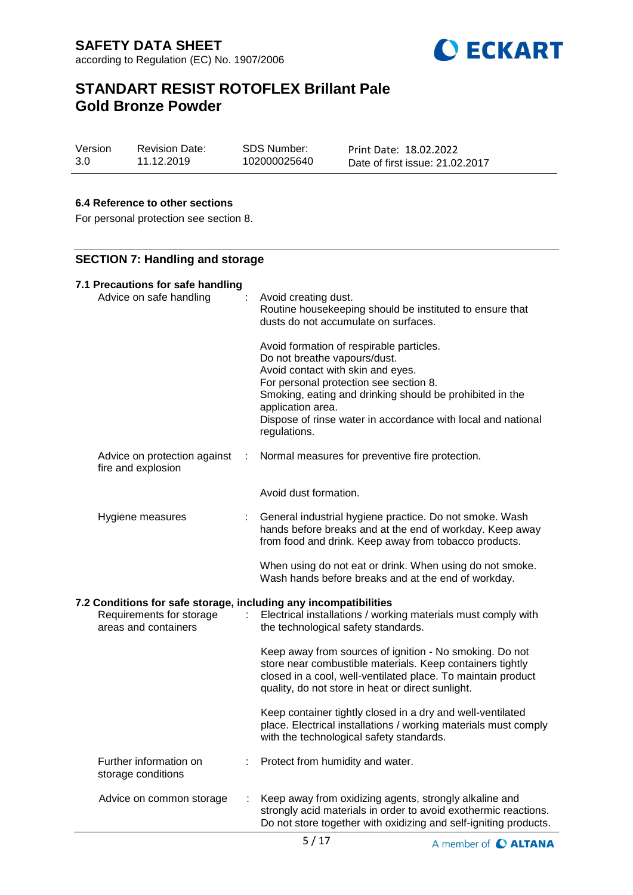### 6.4 Reference to other sections

For personal protection see section 8.

## SECTION 7: Handling and storage

### 7.1 Precautions for safe handling

| | | |
|---|---|---|
| Advice on safe handling | : | Avoid creating dust.<br>Routine housekeeping should be instituted to ensure that dusts do not accumulate on surfaces.<br><br>Avoid formation of respirable particles.<br>Do not breathe vapours/dust.<br>Avoid contact with skin and eyes.<br>For personal protection see section 8.<br>Smoking, eating and drinking should be prohibited in the application area.<br>Dispose of rinse water in accordance with local and national regulations. |
| Advice on protection against fire and explosion | : | Normal measures for preventive fire protection.<br><br>Avoid dust formation. |
| Hygiene measures | : | General industrial hygiene practice. Do not smoke. Wash hands before breaks and at the end of workday. Keep away from food and drink. Keep away from tobacco products.<br><br>When using do not eat or drink. When using do not smoke. Wash hands before breaks and at the end of workday. |

### 7.2 Conditions for safe storage, including any incompatibilities

| | | |
|---|---|---|
| Requirements for storage areas and containers | : | Electrical installations / working materials must comply with the technological safety standards.<br><br>Keep away from sources of ignition - No smoking. Do not store near combustible materials. Keep containers tightly closed in a cool, well-ventilated place. To maintain product quality, do not store in heat or direct sunlight.<br><br>Keep container tightly closed in a dry and well-ventilated place. Electrical installations / working materials must comply with the technological safety standards. |
| Further information on storage conditions | : | Protect from humidity and water. |
| Advice on common storage | : | Keep away from oxidizing agents, strongly alkaline and strongly acid materials in order to avoid exothermic reactions. Do not store together with oxidizing and self-igniting products. |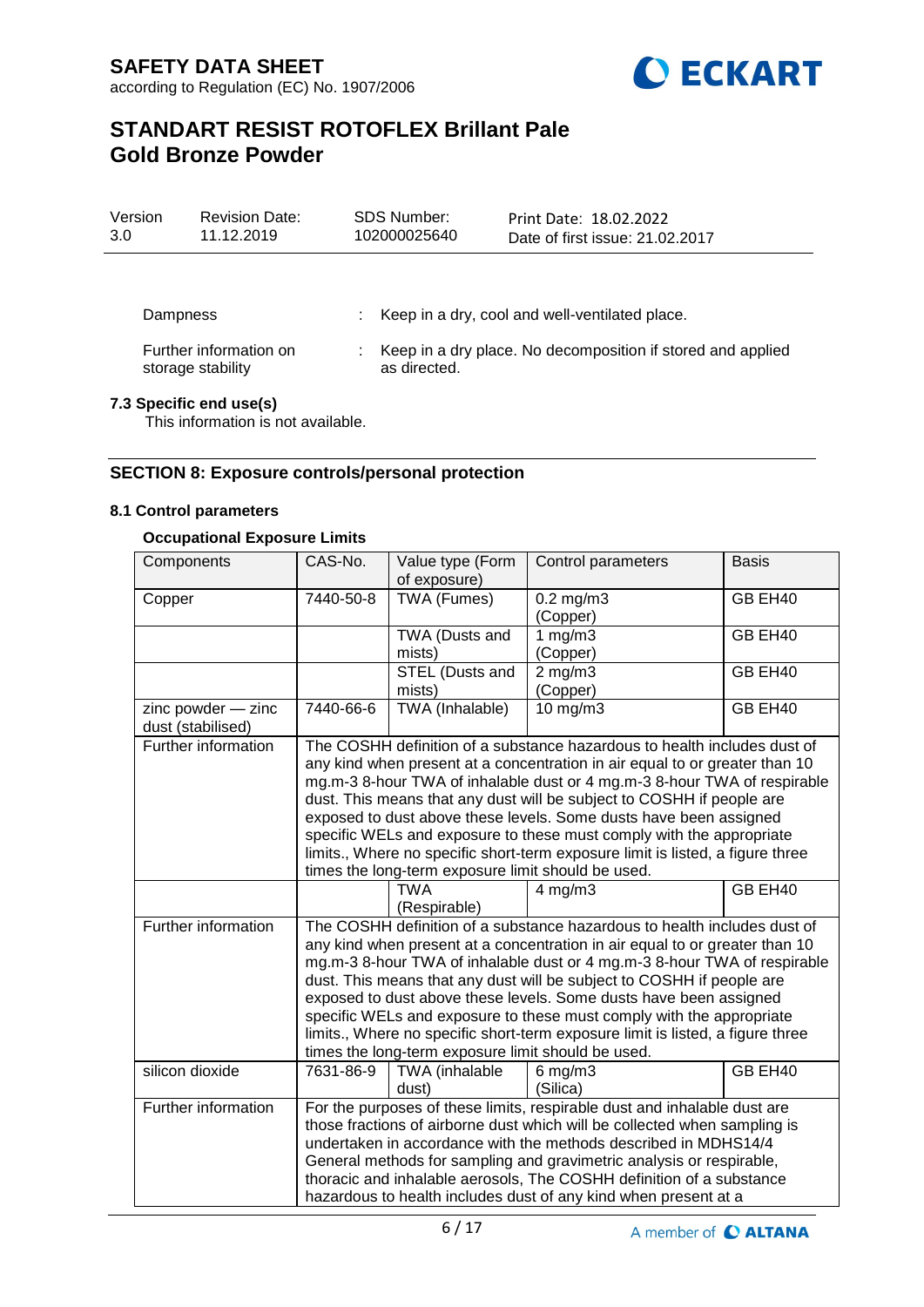| Dampness | : | Keep in a dry, cool and well-ventilated place. |
|---|---|---|
| Further information on storage stability | : | Keep in a dry place. No decomposition if stored and applied as directed. |

### 7.3 Specific end use(s)

This information is not available.

## SECTION 8: Exposure controls/personal protection

### 8.1 Control parameters

**Occupational Exposure Limits**

| Components | CAS-No. | Value type (Form of exposure) | Control parameters | Basis |
|---|---|---|---|---|
| Copper | 7440-50-8 | TWA (Fumes) | 0.2 mg/m3 (Copper) | GB EH40 |
| | | TWA (Dusts and mists) | 1 mg/m3 (Copper) | GB EH40 |
| | | STEL (Dusts and mists) | 2 mg/m3 (Copper) | GB EH40 |
| zinc powder — zinc dust (stabilised) | 7440-66-6 | TWA (Inhalable) | 10 mg/m3 | GB EH40 |
| Further information | The COSHH definition of a substance hazardous to health includes dust of any kind when present at a concentration in air equal to or greater than 10 mg.m-3 8-hour TWA of inhalable dust or 4 mg.m-3 8-hour TWA of respirable dust. This means that any dust will be subject to COSHH if people are exposed to dust above these levels. Some dusts have been assigned specific WELs and exposure to these must comply with the appropriate limits., Where no specific short-term exposure limit is listed, a figure three times the long-term exposure limit should be used. | | | |
| | | TWA (Respirable) | 4 mg/m3 | GB EH40 |
| Further information | The COSHH definition of a substance hazardous to health includes dust of any kind when present at a concentration in air equal to or greater than 10 mg.m-3 8-hour TWA of inhalable dust or 4 mg.m-3 8-hour TWA of respirable dust. This means that any dust will be subject to COSHH if people are exposed to dust above these levels. Some dusts have been assigned specific WELs and exposure to these must comply with the appropriate limits., Where no specific short-term exposure limit is listed, a figure three times the long-term exposure limit should be used. | | | |
| silicon dioxide | 7631-86-9 | TWA (inhalable dust) | 6 mg/m3 (Silica) | GB EH40 |
| Further information | For the purposes of these limits, respirable dust and inhalable dust are those fractions of airborne dust which will be collected when sampling is undertaken in accordance with the methods described in MDHS14/4 General methods for sampling and gravimetric analysis or respirable, thoracic and inhalable aerosols, The COSHH definition of a substance hazardous to health includes dust of any kind when present at a | | | |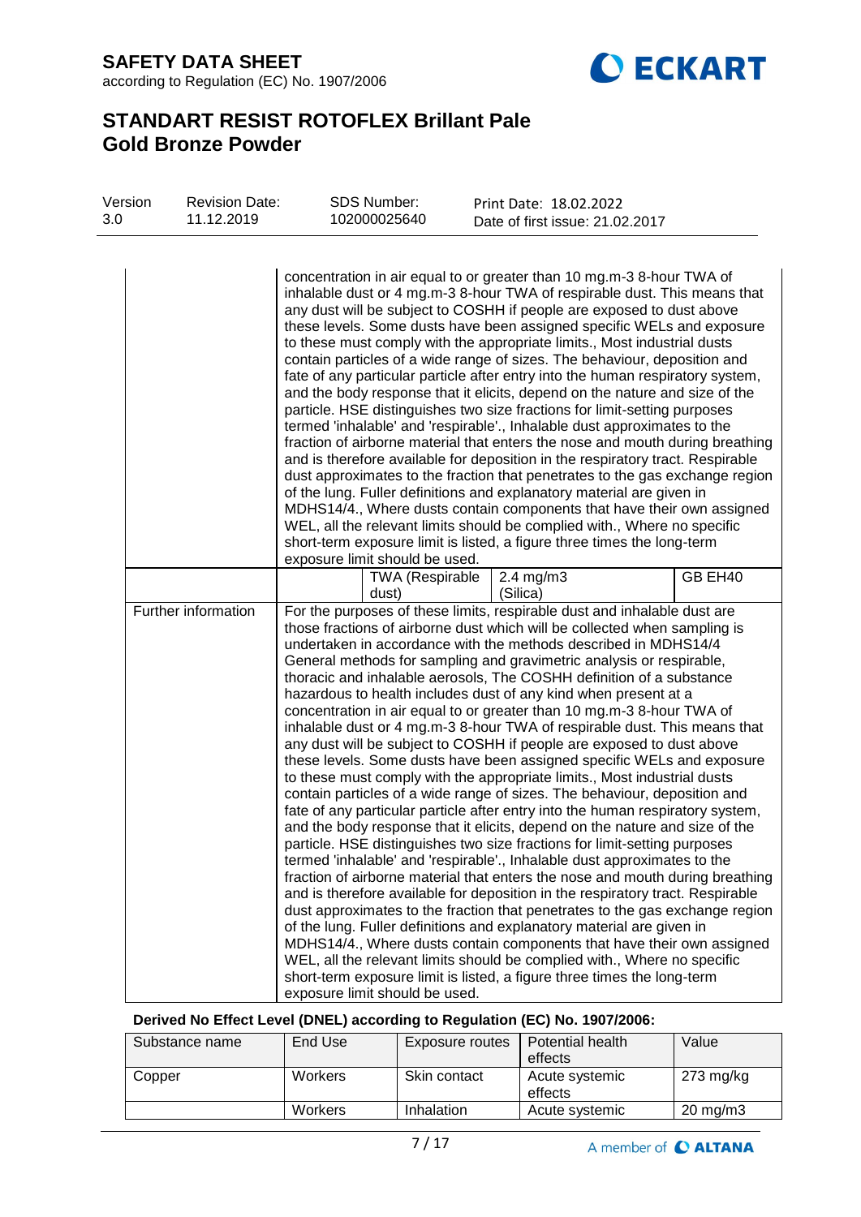| | | | | |
|---|---|---|---|---|
| | concentration in air equal to or greater than 10 mg.m-3 8-hour TWA of inhalable dust or 4 mg.m-3 8-hour TWA of respirable dust. This means that any dust will be subject to COSHH if people are exposed to dust above these levels. Some dusts have been assigned specific WELs and exposure to these must comply with the appropriate limits., Most industrial dusts contain particles of a wide range of sizes. The behaviour, deposition and fate of any particular particle after entry into the human respiratory system, and the body response that it elicits, depend on the nature and size of the particle. HSE distinguishes two size fractions for limit-setting purposes termed 'inhalable' and 'respirable'., Inhalable dust approximates to the fraction of airborne material that enters the nose and mouth during breathing and is therefore available for deposition in the respiratory tract. Respirable dust approximates to the fraction that penetrates to the gas exchange region of the lung. Fuller definitions and explanatory material are given in MDHS14/4., Where dusts contain components that have their own assigned WEL, all the relevant limits should be complied with., Where no specific short-term exposure limit is listed, a figure three times the long-term exposure limit should be used. | | | |
| | | TWA (Respirable dust) | 2.4 mg/m3 (Silica) | GB EH40 |
| Further information | For the purposes of these limits, respirable dust and inhalable dust are those fractions of airborne dust which will be collected when sampling is undertaken in accordance with the methods described in MDHS14/4 General methods for sampling and gravimetric analysis or respirable, thoracic and inhalable aerosols, The COSHH definition of a substance hazardous to health includes dust of any kind when present at a concentration in air equal to or greater than 10 mg.m-3 8-hour TWA of inhalable dust or 4 mg.m-3 8-hour TWA of respirable dust. This means that any dust will be subject to COSHH if people are exposed to dust above these levels. Some dusts have been assigned specific WELs and exposure to these must comply with the appropriate limits., Most industrial dusts contain particles of a wide range of sizes. The behaviour, deposition and fate of any particular particle after entry into the human respiratory system, and the body response that it elicits, depend on the nature and size of the particle. HSE distinguishes two size fractions for limit-setting purposes termed 'inhalable' and 'respirable'., Inhalable dust approximates to the fraction of airborne material that enters the nose and mouth during breathing and is therefore available for deposition in the respiratory tract. Respirable dust approximates to the fraction that penetrates to the gas exchange region of the lung. Fuller definitions and explanatory material are given in MDHS14/4., Where dusts contain components that have their own assigned WEL, all the relevant limits should be complied with., Where no specific short-term exposure limit is listed, a figure three times the long-term exposure limit should be used. | | | |

**Derived No Effect Level (DNEL) according to Regulation (EC) No. 1907/2006:**

| Substance name | End Use | Exposure routes | Potential health effects | Value |
|---|---|---|---|---|
| Copper | Workers | Skin contact | Acute systemic effects | 273 mg/kg |
| | Workers | Inhalation | Acute systemic | 20 mg/m3 |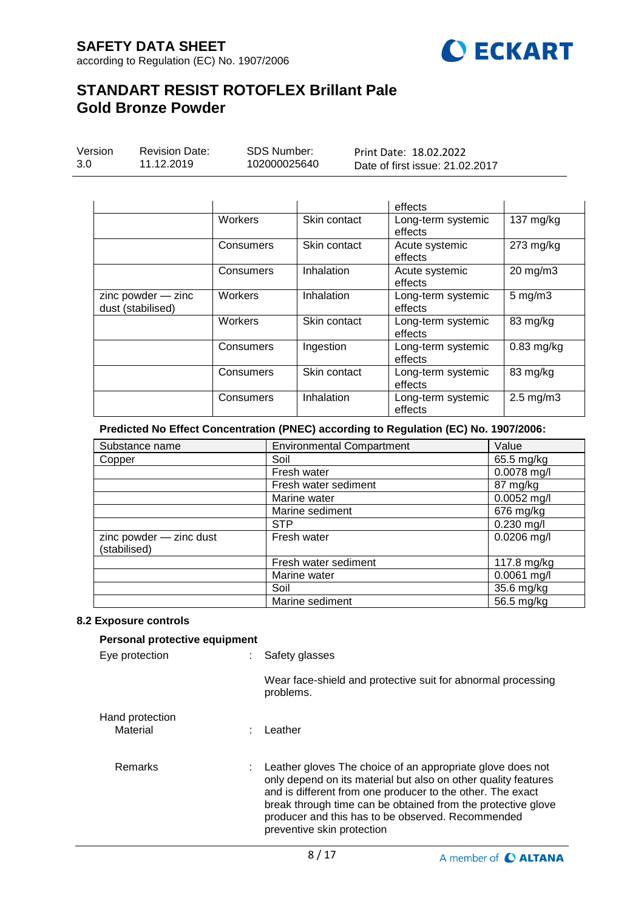| | | | effects | |
|---|---|---|---|---|
| | Workers | Skin contact | Long-term systemic effects | 137 mg/kg |
| | Consumers | Skin contact | Acute systemic effects | 273 mg/kg |
| | Consumers | Inhalation | Acute systemic effects | 20 mg/m3 |
| zinc powder — zinc dust (stabilised) | Workers | Inhalation | Long-term systemic effects | 5 mg/m3 |
| | Workers | Skin contact | Long-term systemic effects | 83 mg/kg |
| | Consumers | Ingestion | Long-term systemic effects | 0.83 mg/kg |
| | Consumers | Skin contact | Long-term systemic effects | 83 mg/kg |
| | Consumers | Inhalation | Long-term systemic effects | 2.5 mg/m3 |

**Predicted No Effect Concentration (PNEC) according to Regulation (EC) No. 1907/2006:**

| Substance name | Environmental Compartment | Value |
|---|---|---|
| Copper | Soil | 65.5 mg/kg |
| | Fresh water | 0.0078 mg/l |
| | Fresh water sediment | 87 mg/kg |
| | Marine water | 0.0052 mg/l |
| | Marine sediment | 676 mg/kg |
| | STP | 0.230 mg/l |
| zinc powder — zinc dust (stabilised) | Fresh water | 0.0206 mg/l |
| | Fresh water sediment | 117.8 mg/kg |
| | Marine water | 0.0061 mg/l |
| | Soil | 35.6 mg/kg |
| | Marine sediment | 56.5 mg/kg |

### 8.2 Exposure controls

**Personal protective equipment**

Eye protection : Safety glasses

Wear face-shield and protective suit for abnormal processing problems.

Hand protection

Material : Leather

Remarks : Leather gloves The choice of an appropriate glove does not only depend on its material but also on other quality features and is different from one producer to the other. The exact break through time can be obtained from the protective glove producer and this has to be observed. Recommended preventive skin protection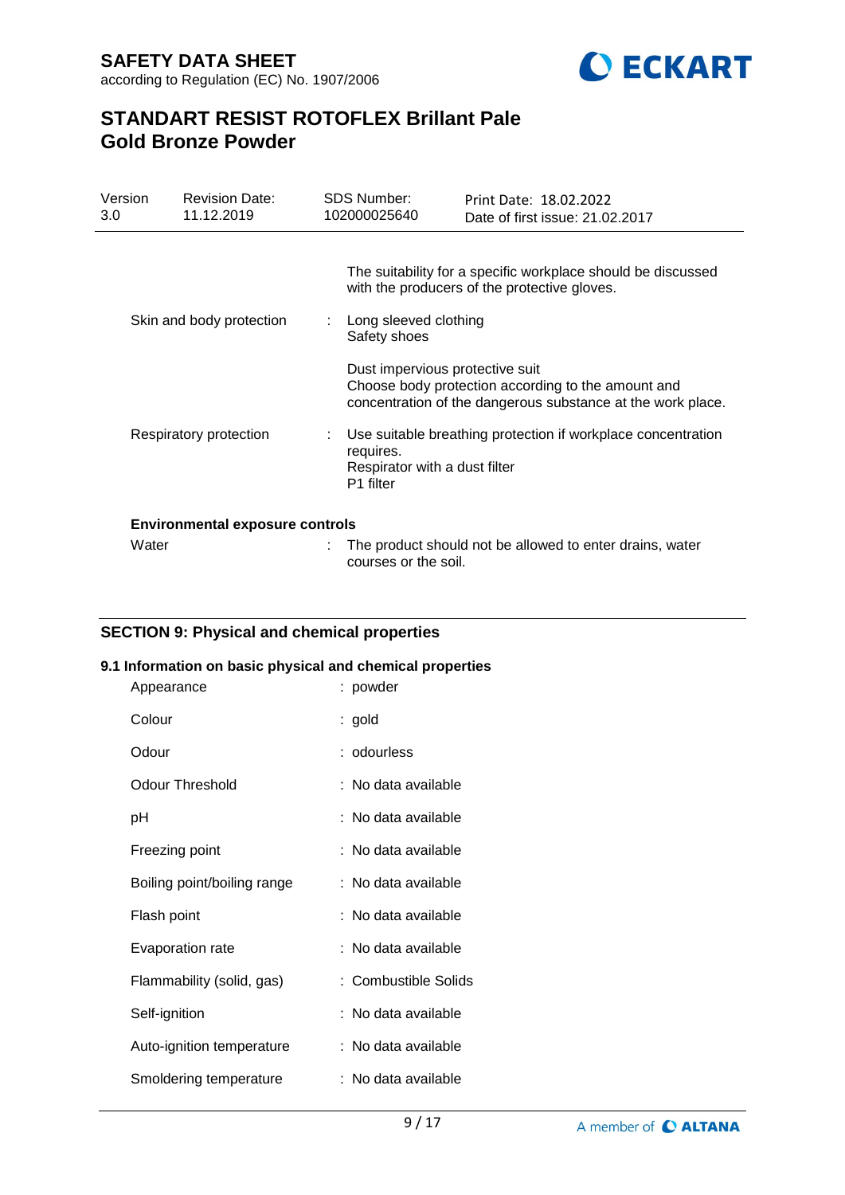| | | |
|---|---|---|
| | | The suitability for a specific workplace should be discussed with the producers of the protective gloves. |
| Skin and body protection | : | Long sleeved clothing<br>Safety shoes<br><br>Dust impervious protective suit<br>Choose body protection according to the amount and concentration of the dangerous substance at the work place. |
| Respiratory protection | : | Use suitable breathing protection if workplace concentration requires.<br>Respirator with a dust filter<br>P1 filter |

**Environmental exposure controls**

| | | |
|---|---|---|
| Water | : | The product should not be allowed to enter drains, water courses or the soil. |

## SECTION 9: Physical and chemical properties

### 9.1 Information on basic physical and chemical properties

| | | |
|---|---|---|
| Appearance | : | powder |
| Colour | : | gold |
| Odour | : | odourless |
| Odour Threshold | : | No data available |
| pH | : | No data available |
| Freezing point | : | No data available |
| Boiling point/boiling range | : | No data available |
| Flash point | : | No data available |
| Evaporation rate | : | No data available |
| Flammability (solid, gas) | : | Combustible Solids |
| Self-ignition | : | No data available |
| Auto-ignition temperature | : | No data available |
| Smoldering temperature | : | No data available |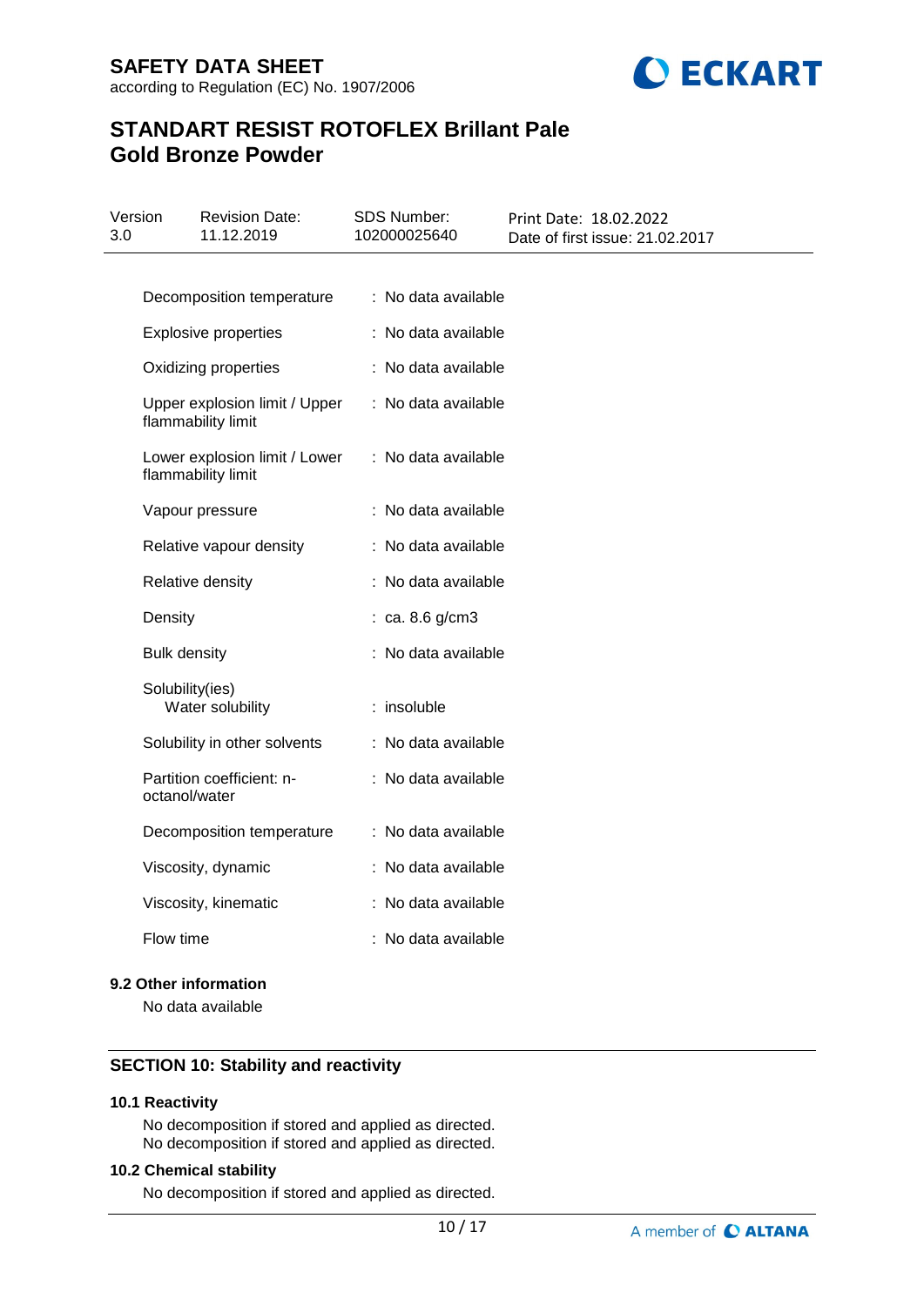| | |
|---|---|
| Decomposition temperature | : No data available |
| Explosive properties | : No data available |
| Oxidizing properties | : No data available |
| Upper explosion limit / Upper flammability limit | : No data available |
| Lower explosion limit / Lower flammability limit | : No data available |
| Vapour pressure | : No data available |
| Relative vapour density | : No data available |
| Relative density | : No data available |
| Density | : ca. 8.6 g/cm3 |
| Bulk density | : No data available |
| Solubility(ies) Water solubility | : insoluble |
| Solubility in other solvents | : No data available |
| Partition coefficient: n-octanol/water | : No data available |
| Decomposition temperature | : No data available |
| Viscosity, dynamic | : No data available |
| Viscosity, kinematic | : No data available |
| Flow time | : No data available |

### 9.2 Other information

No data available

## SECTION 10: Stability and reactivity

### 10.1 Reactivity

No decomposition if stored and applied as directed.
No decomposition if stored and applied as directed.

### 10.2 Chemical stability

No decomposition if stored and applied as directed.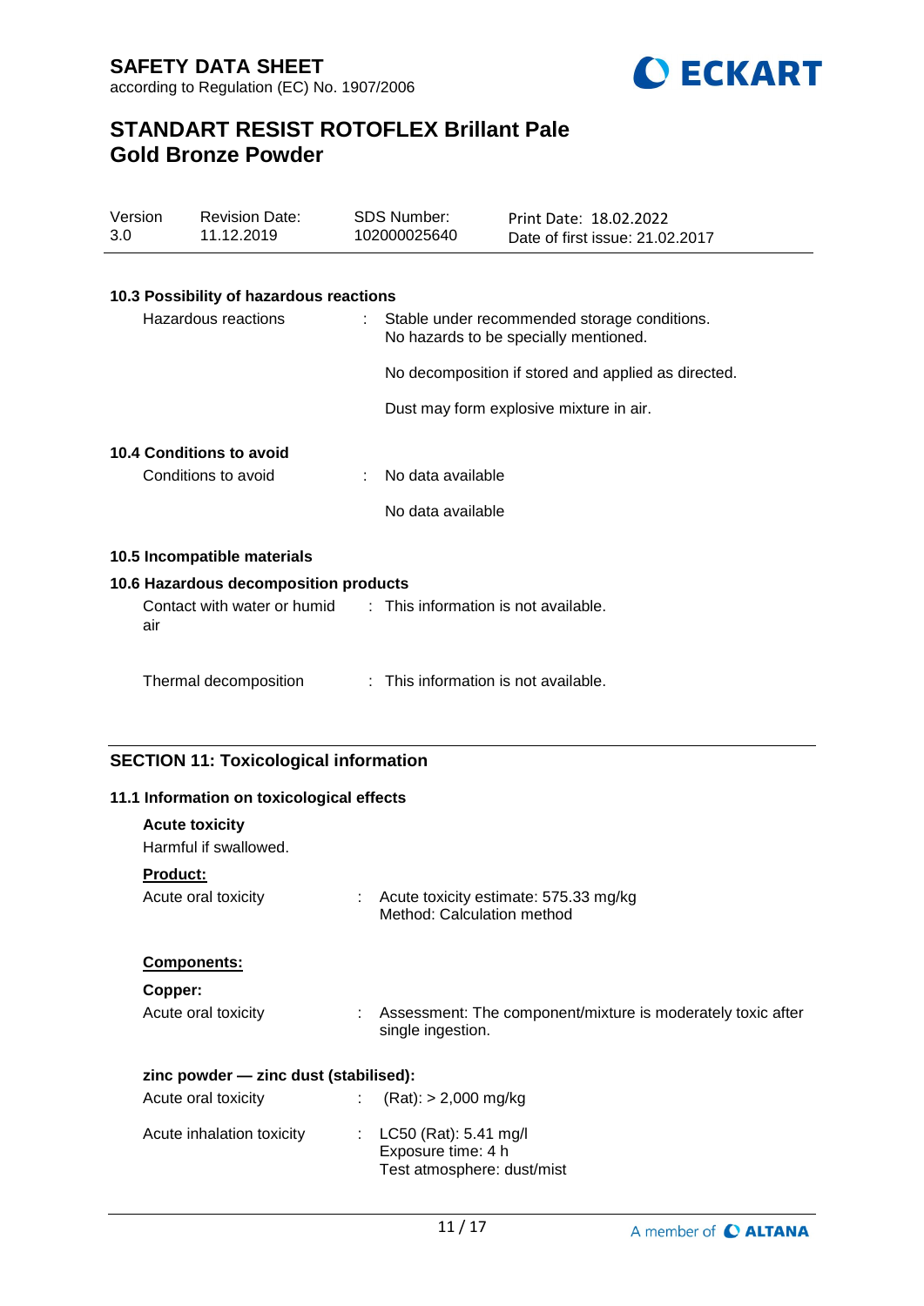### 10.3 Possibility of hazardous reactions

Hazardous reactions : Stable under recommended storage conditions. No hazards to be specially mentioned.

No decomposition if stored and applied as directed.

Dust may form explosive mixture in air.

### 10.4 Conditions to avoid

Conditions to avoid : No data available

No data available

### 10.5 Incompatible materials

### 10.6 Hazardous decomposition products

Contact with water or humid air : This information is not available.

Thermal decomposition : This information is not available.

## SECTION 11: Toxicological information

### 11.1 Information on toxicological effects

**Acute toxicity**

Harmful if swallowed.

**Product:**

Acute oral toxicity : Acute toxicity estimate: 575.33 mg/kg
Method: Calculation method

**Components:**

**Copper:**

Acute oral toxicity : Assessment: The component/mixture is moderately toxic after single ingestion.

**zinc powder — zinc dust (stabilised):**

Acute oral toxicity : (Rat): > 2,000 mg/kg

Acute inhalation toxicity : LC50 (Rat): 5.41 mg/l
Exposure time: 4 h
Test atmosphere: dust/mist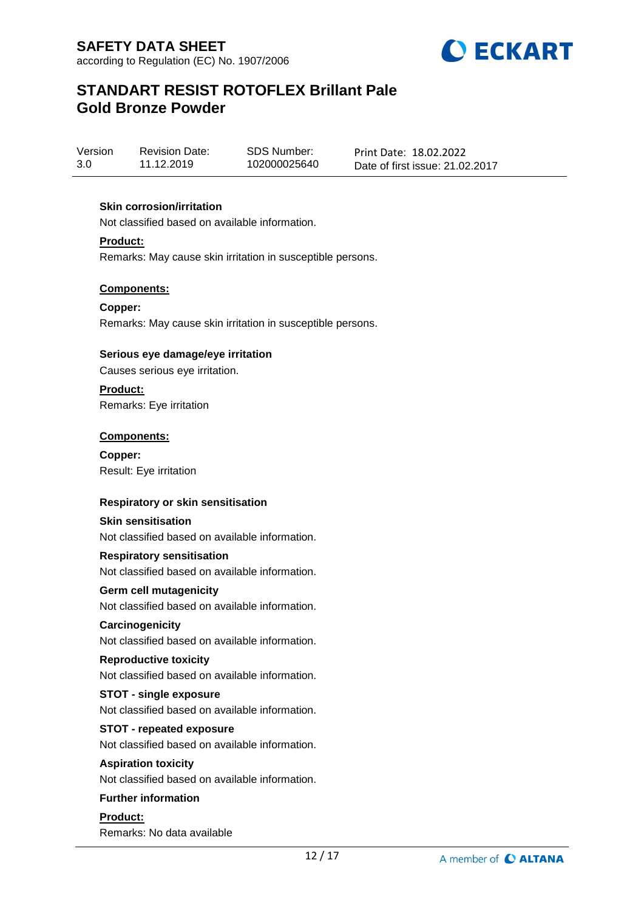**Skin corrosion/irritation**

Not classified based on available information.

**Product:**

Remarks: May cause skin irritation in susceptible persons.

**Components:**

**Copper:**

Remarks: May cause skin irritation in susceptible persons.

**Serious eye damage/eye irritation**

Causes serious eye irritation.

**Product:**

Remarks: Eye irritation

**Components:**

**Copper:**

Result: Eye irritation

**Respiratory or skin sensitisation**

**Skin sensitisation**

Not classified based on available information.

**Respiratory sensitisation**

Not classified based on available information.

**Germ cell mutagenicity**

Not classified based on available information.

**Carcinogenicity**

Not classified based on available information.

**Reproductive toxicity**

Not classified based on available information.

**STOT - single exposure**

Not classified based on available information.

**STOT - repeated exposure**

Not classified based on available information.

**Aspiration toxicity**

Not classified based on available information.

**Further information**

**Product:**

Remarks: No data available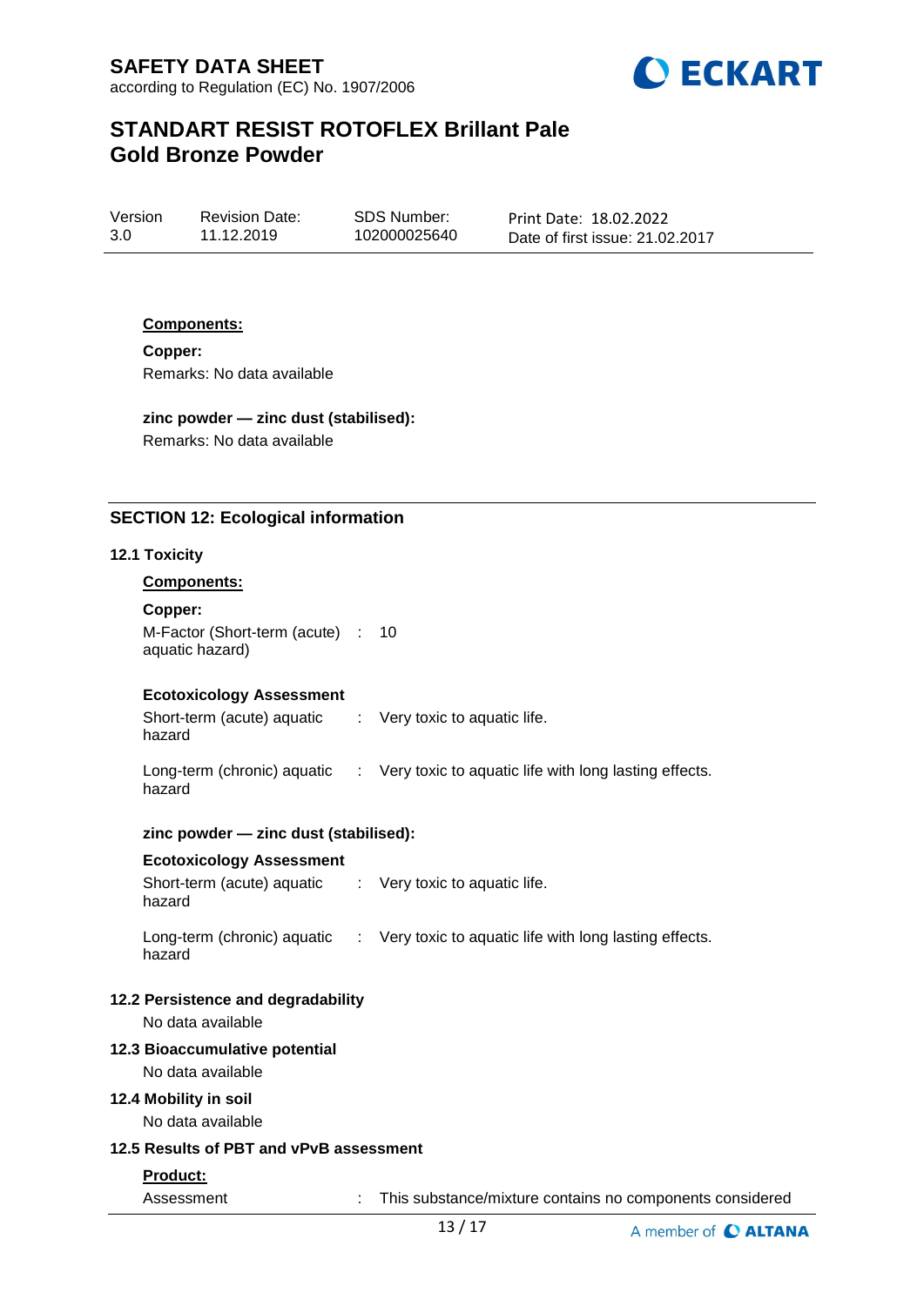**Components:**

**Copper:**

Remarks: No data available

**zinc powder — zinc dust (stabilised):**

Remarks: No data available

## SECTION 12: Ecological information

### 12.1 Toxicity

**Components:**

**Copper:**

M-Factor (Short-term (acute) aquatic hazard) : 10

**Ecotoxicology Assessment**

Short-term (acute) aquatic hazard : Very toxic to aquatic life.

Long-term (chronic) aquatic hazard : Very toxic to aquatic life with long lasting effects.

**zinc powder — zinc dust (stabilised):**

**Ecotoxicology Assessment**

Short-term (acute) aquatic hazard : Very toxic to aquatic life.

Long-term (chronic) aquatic hazard : Very toxic to aquatic life with long lasting effects.

### 12.2 Persistence and degradability

No data available

### 12.3 Bioaccumulative potential

No data available

### 12.4 Mobility in soil

No data available

### 12.5 Results of PBT and vPvB assessment

**Product:**

Assessment : This substance/mixture contains no components considered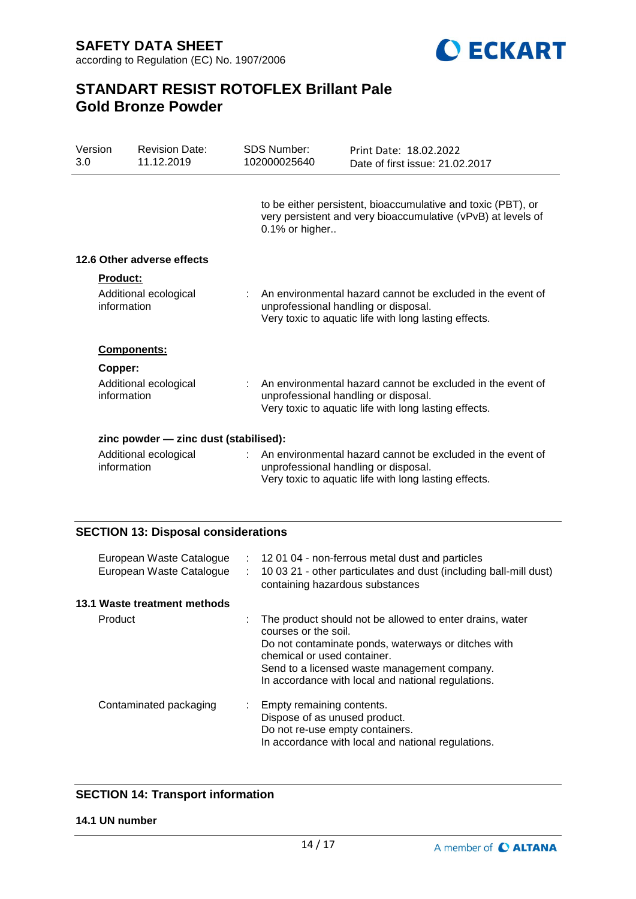to be either persistent, bioaccumulative and toxic (PBT), or very persistent and very bioaccumulative (vPvB) at levels of 0.1% or higher..

### 12.6 Other adverse effects

**Product:**

Additional ecological information : An environmental hazard cannot be excluded in the event of unprofessional handling or disposal.
Very toxic to aquatic life with long lasting effects.

**Components:**

**Copper:**

Additional ecological information : An environmental hazard cannot be excluded in the event of unprofessional handling or disposal.
Very toxic to aquatic life with long lasting effects.

**zinc powder — zinc dust (stabilised):**

Additional ecological information : An environmental hazard cannot be excluded in the event of unprofessional handling or disposal.
Very toxic to aquatic life with long lasting effects.

## SECTION 13: Disposal considerations

European Waste Catalogue : 12 01 04 - non-ferrous metal dust and particles
European Waste Catalogue : 10 03 21 - other particulates and dust (including ball-mill dust) containing hazardous substances

### 13.1 Waste treatment methods

Product : The product should not be allowed to enter drains, water courses or the soil.
Do not contaminate ponds, waterways or ditches with chemical or used container.
Send to a licensed waste management company.
In accordance with local and national regulations.

Contaminated packaging : Empty remaining contents.
Dispose of as unused product.
Do not re-use empty containers.
In accordance with local and national regulations.

## SECTION 14: Transport information

### 14.1 UN number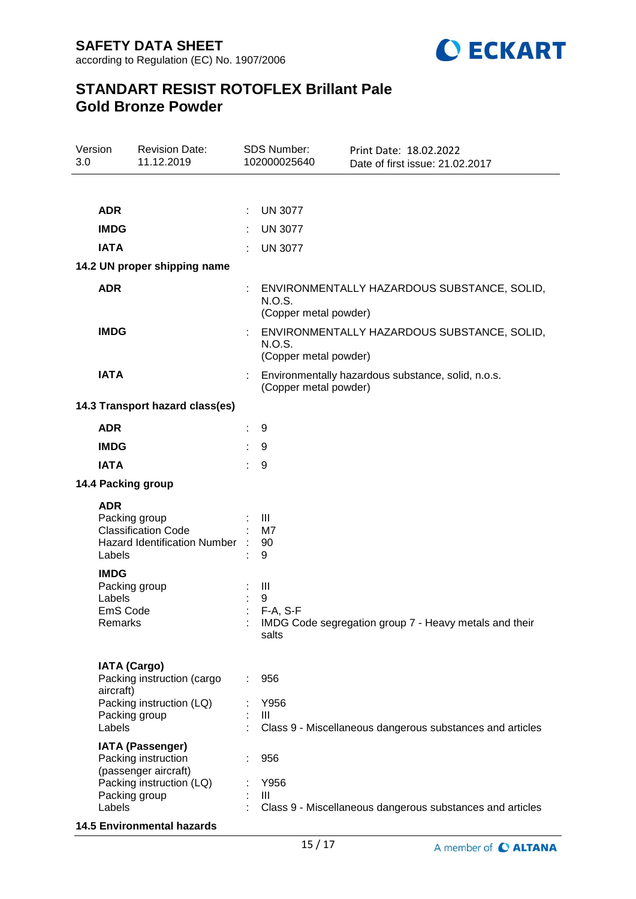| | | |
|---|---|---|
| **ADR** | : | UN 3077 |
| **IMDG** | : | UN 3077 |
| **IATA** | : | UN 3077 |

**14.2 UN proper shipping name**

| | | |
|---|---|---|
| **ADR** | : | ENVIRONMENTALLY HAZARDOUS SUBSTANCE, SOLID, N.O.S. (Copper metal powder) |
| **IMDG** | : | ENVIRONMENTALLY HAZARDOUS SUBSTANCE, SOLID, N.O.S. (Copper metal powder) |
| **IATA** | : | Environmentally hazardous substance, solid, n.o.s. (Copper metal powder) |

**14.3 Transport hazard class(es)**

| | | |
|---|---|---|
| **ADR** | : | 9 |
| **IMDG** | : | 9 |
| **IATA** | : | 9 |

**14.4 Packing group**

**ADR**

| | | |
|---|---|---|
| Packing group | : | III |
| Classification Code | : | M7 |
| Hazard Identification Number | : | 90 |
| Labels | : | 9 |

**IMDG**

| | | |
|---|---|---|
| Packing group | : | III |
| Labels | : | 9 |
| EmS Code | : | F-A, S-F |
| Remarks | : | IMDG Code segregation group 7 - Heavy metals and their salts |

**IATA (Cargo)**

| | | |
|---|---|---|
| Packing instruction (cargo aircraft) | : | 956 |
| Packing instruction (LQ) | : | Y956 |
| Packing group | : | III |
| Labels | : | Class 9 - Miscellaneous dangerous substances and articles |

**IATA (Passenger)**

| | | |
|---|---|---|
| Packing instruction (passenger aircraft) | : | 956 |
| Packing instruction (LQ) | : | Y956 |
| Packing group | : | III |
| Labels | : | Class 9 - Miscellaneous dangerous substances and articles |

**14.5 Environmental hazards**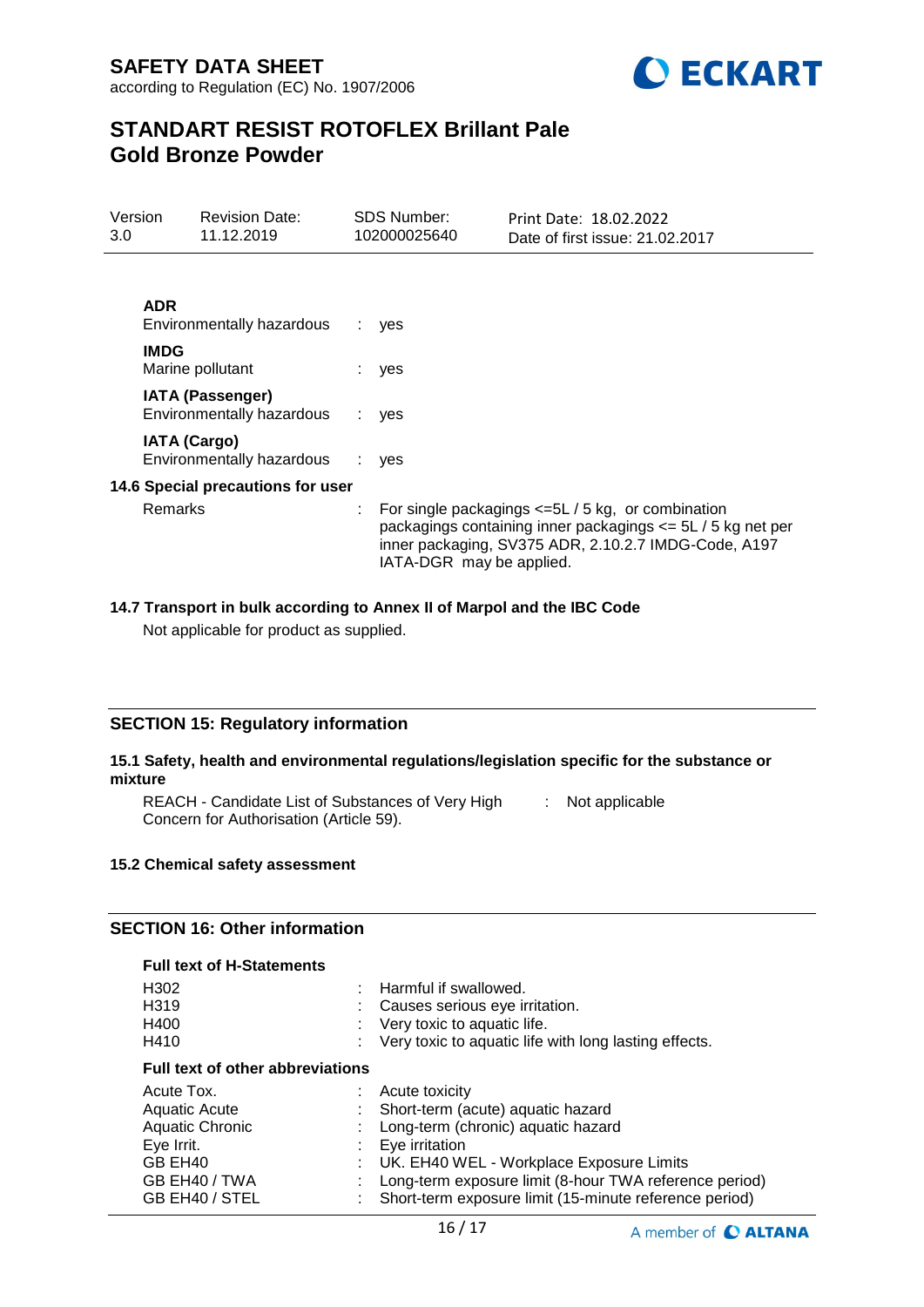**ADR**

| | | |
|---|---|---|
| Environmentally hazardous | : | yes |

**IMDG**

| | | |
|---|---|---|
| Marine pollutant | : | yes |

**IATA (Passenger)**

| | | |
|---|---|---|
| Environmentally hazardous | : | yes |

**IATA (Cargo)**

| | | |
|---|---|---|
| Environmentally hazardous | : | yes |

**14.6 Special precautions for user**

| | | |
|---|---|---|
| Remarks | : | For single packagings <=5L / 5 kg, or combination packagings containing inner packagings <= 5L / 5 kg net per inner packaging, SV375 ADR, 2.10.2.7 IMDG-Code, A197 IATA-DGR may be applied. |

**14.7 Transport in bulk according to Annex II of Marpol and the IBC Code**

Not applicable for product as supplied.

## SECTION 15: Regulatory information

**15.1 Safety, health and environmental regulations/legislation specific for the substance or mixture**

| | | |
|---|---|---|
| REACH - Candidate List of Substances of Very High Concern for Authorisation (Article 59). | : | Not applicable |

**15.2 Chemical safety assessment**

## SECTION 16: Other information

**Full text of H-Statements**

| | | |
|---|---|---|
| H302 | : | Harmful if swallowed. |
| H319 | : | Causes serious eye irritation. |
| H400 | : | Very toxic to aquatic life. |
| H410 | : | Very toxic to aquatic life with long lasting effects. |

**Full text of other abbreviations**

| | | |
|---|---|---|
| Acute Tox. | : | Acute toxicity |
| Aquatic Acute | : | Short-term (acute) aquatic hazard |
| Aquatic Chronic | : | Long-term (chronic) aquatic hazard |
| Eye Irrit. | : | Eye irritation |
| GB EH40 | : | UK. EH40 WEL - Workplace Exposure Limits |
| GB EH40 / TWA | : | Long-term exposure limit (8-hour TWA reference period) |
| GB EH40 / STEL | : | Short-term exposure limit (15-minute reference period) |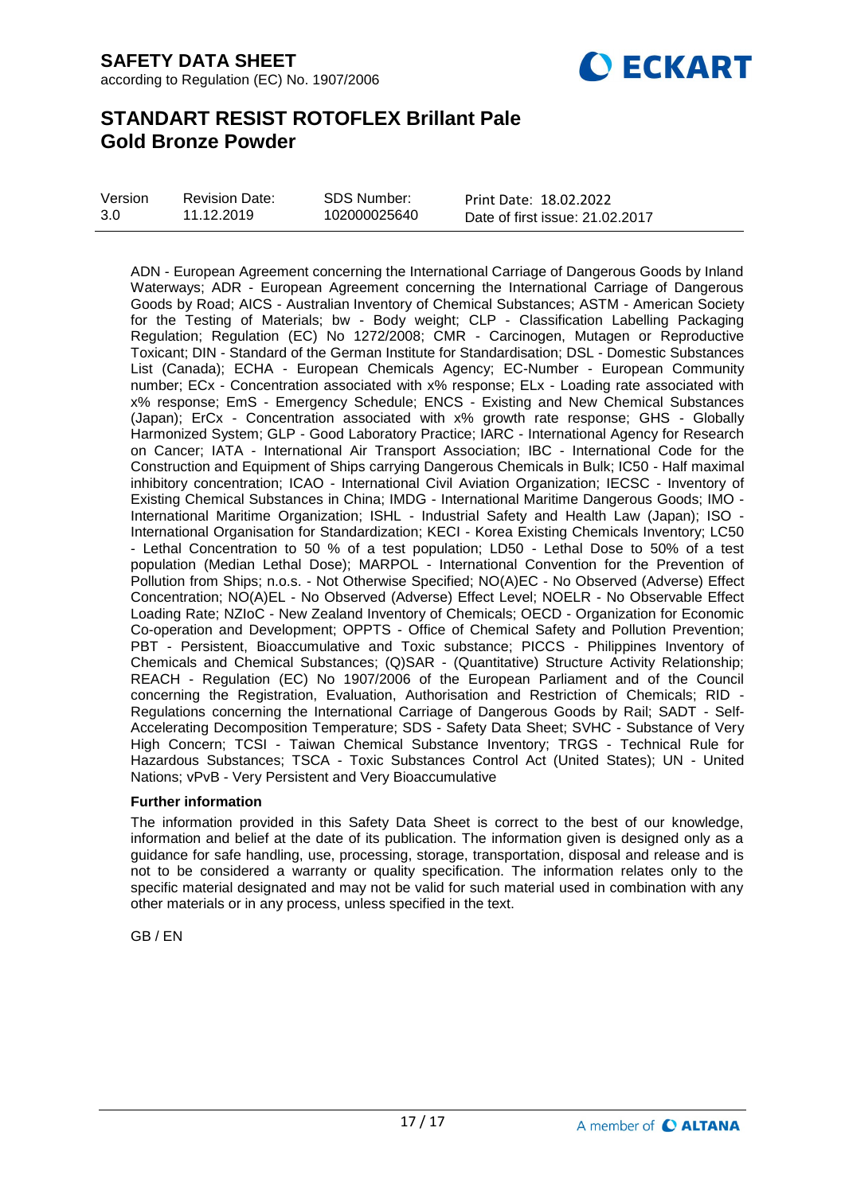ADN - European Agreement concerning the International Carriage of Dangerous Goods by Inland Waterways; ADR - European Agreement concerning the International Carriage of Dangerous Goods by Road; AICS - Australian Inventory of Chemical Substances; ASTM - American Society for the Testing of Materials; bw - Body weight; CLP - Classification Labelling Packaging Regulation; Regulation (EC) No 1272/2008; CMR - Carcinogen, Mutagen or Reproductive Toxicant; DIN - Standard of the German Institute for Standardisation; DSL - Domestic Substances List (Canada); ECHA - European Chemicals Agency; EC-Number - European Community number; ECx - Concentration associated with x% response; ELx - Loading rate associated with x% response; EmS - Emergency Schedule; ENCS - Existing and New Chemical Substances (Japan); ErCx - Concentration associated with x% growth rate response; GHS - Globally Harmonized System; GLP - Good Laboratory Practice; IARC - International Agency for Research on Cancer; IATA - International Air Transport Association; IBC - International Code for the Construction and Equipment of Ships carrying Dangerous Chemicals in Bulk; IC50 - Half maximal inhibitory concentration; ICAO - International Civil Aviation Organization; IECSC - Inventory of Existing Chemical Substances in China; IMDG - International Maritime Dangerous Goods; IMO - International Maritime Organization; ISHL - Industrial Safety and Health Law (Japan); ISO - International Organisation for Standardization; KECI - Korea Existing Chemicals Inventory; LC50 - Lethal Concentration to 50 % of a test population; LD50 - Lethal Dose to 50% of a test population (Median Lethal Dose); MARPOL - International Convention for the Prevention of Pollution from Ships; n.o.s. - Not Otherwise Specified; NO(A)EC - No Observed (Adverse) Effect Concentration; NO(A)EL - No Observed (Adverse) Effect Level; NOELR - No Observable Effect Loading Rate; NZIoC - New Zealand Inventory of Chemicals; OECD - Organization for Economic Co-operation and Development; OPPTS - Office of Chemical Safety and Pollution Prevention; PBT - Persistent, Bioaccumulative and Toxic substance; PICCS - Philippines Inventory of Chemicals and Chemical Substances; (Q)SAR - (Quantitative) Structure Activity Relationship; REACH - Regulation (EC) No 1907/2006 of the European Parliament and of the Council concerning the Registration, Evaluation, Authorisation and Restriction of Chemicals; RID - Regulations concerning the International Carriage of Dangerous Goods by Rail; SADT - Self-Accelerating Decomposition Temperature; SDS - Safety Data Sheet; SVHC - Substance of Very High Concern; TCSI - Taiwan Chemical Substance Inventory; TRGS - Technical Rule for Hazardous Substances; TSCA - Toxic Substances Control Act (United States); UN - United Nations; vPvB - Very Persistent and Very Bioaccumulative

**Further information**

The information provided in this Safety Data Sheet is correct to the best of our knowledge, information and belief at the date of its publication. The information given is designed only as a guidance for safe handling, use, processing, storage, transportation, disposal and release and is not to be considered a warranty or quality specification. The information relates only to the specific material designated and may not be valid for such material used in combination with any other materials or in any process, unless specified in the text.

GB / EN